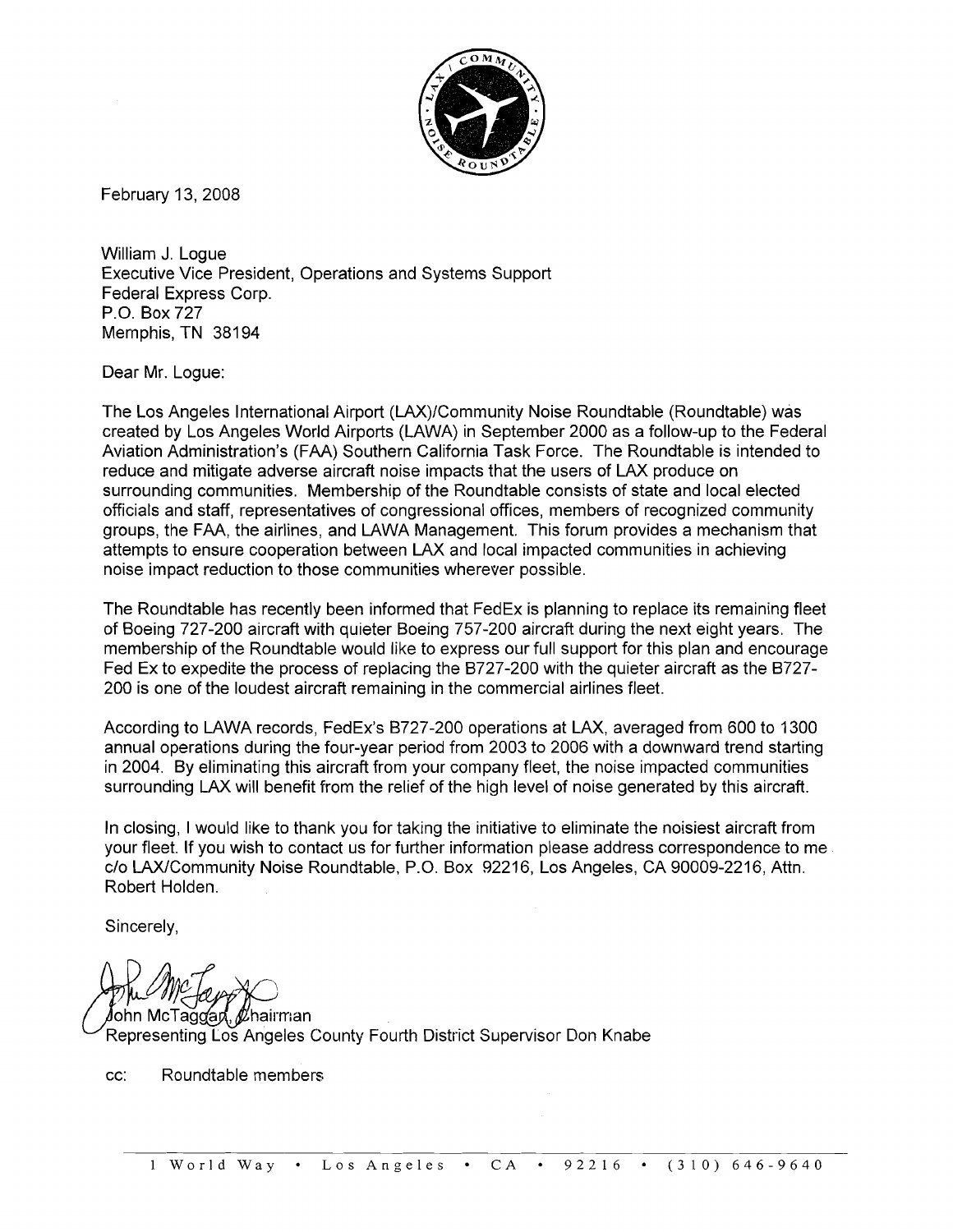February 13, 2008

William J. Logue
Executive Vice President, Operations and Systems Support
Federal Express Corp.
P.O. Box 727
Memphis, TN 38194

Dear Mr. Logue:

The Los Angeles International Airport (LAX)/Community Noise Roundtable (Roundtable) was created by Los Angeles World Airports (LAWA) in September 2000 as a follow-up to the Federal Aviation Administration's (FAA) Southern California Task Force. The Roundtable is intended to reduce and mitigate adverse aircraft noise impacts that the users of LAX produce on surrounding communities. Membership of the Roundtable consists of state and local elected officials and staff, representatives of congressional offices, members of recognized community groups, the FAA, the airlines, and LAWA Management. This forum provides a mechanism that attempts to ensure cooperation between LAX and local impacted communities in achieving noise impact reduction to those communities wherever possible.

The Roundtable has recently been informed that FedEx is planning to replace its remaining fleet of Boeing 727-200 aircraft with quieter Boeing 757-200 aircraft during the next eight years. The membership of the Roundtable would like to express our full support for this plan and encourage Fed Ex to expedite the process of replacing the B727-200 with the quieter aircraft as the B727-200 is one of the loudest aircraft remaining in the commercial airlines fleet.

According to LAWA records, FedEx's B727-200 operations at LAX, averaged from 600 to 1300 annual operations during the four-year period from 2003 to 2006 with a downward trend starting in 2004. By eliminating this aircraft from your company fleet, the noise impacted communities surrounding LAX will benefit from the relief of the high level of noise generated by this aircraft.

In closing, I would like to thank you for taking the initiative to eliminate the noisiest aircraft from your fleet. If you wish to contact us for further information please address correspondence to me c/o LAX/Community Noise Roundtable, P.O. Box 92216, Los Angeles, CA 90009-2216, Attn. Robert Holden.

Sincerely,

John McTaggart, Chairman
Representing Los Angeles County Fourth District Supervisor Don Knabe

cc: Roundtable members

1 World Way • Los Angeles • CA • 92216 • (310) 646-9640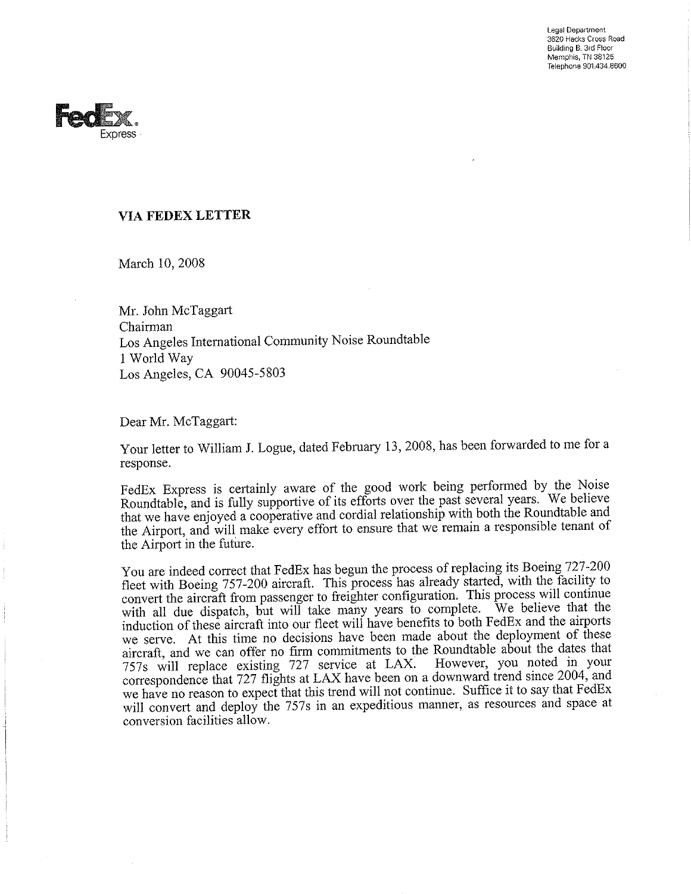Legal Department
3620 Hacks Cross Road
Building B, 3rd Floor
Memphis, TN 38125
Telephone 901.434.8600

FedEx Express

**VIA FEDEX LETTER**

March 10, 2008

Mr. John McTaggart
Chairman
Los Angeles International Community Noise Roundtable
1 World Way
Los Angeles, CA 90045-5803

Dear Mr. McTaggart:

Your letter to William J. Logue, dated February 13, 2008, has been forwarded to me for a response.

FedEx Express is certainly aware of the good work being performed by the Noise Roundtable, and is fully supportive of its efforts over the past several years. We believe that we have enjoyed a cooperative and cordial relationship with both the Roundtable and the Airport, and will make every effort to ensure that we remain a responsible tenant of the Airport in the future.

You are indeed correct that FedEx has begun the process of replacing its Boeing 727-200 fleet with Boeing 757-200 aircraft. This process has already started, with the facility to convert the aircraft from passenger to freighter configuration. This process will continue with all due dispatch, but will take many years to complete. We believe that the induction of these aircraft into our fleet will have benefits to both FedEx and the airports we serve. At this time no decisions have been made about the deployment of these aircraft, and we can offer no firm commitments to the Roundtable about the dates that 757s will replace existing 727 service at LAX. However, you noted in your correspondence that 727 flights at LAX have been on a downward trend since 2004, and we have no reason to expect that this trend will not continue. Suffice it to say that FedEx will convert and deploy the 757s in an expeditious manner, as resources and space at conversion facilities allow.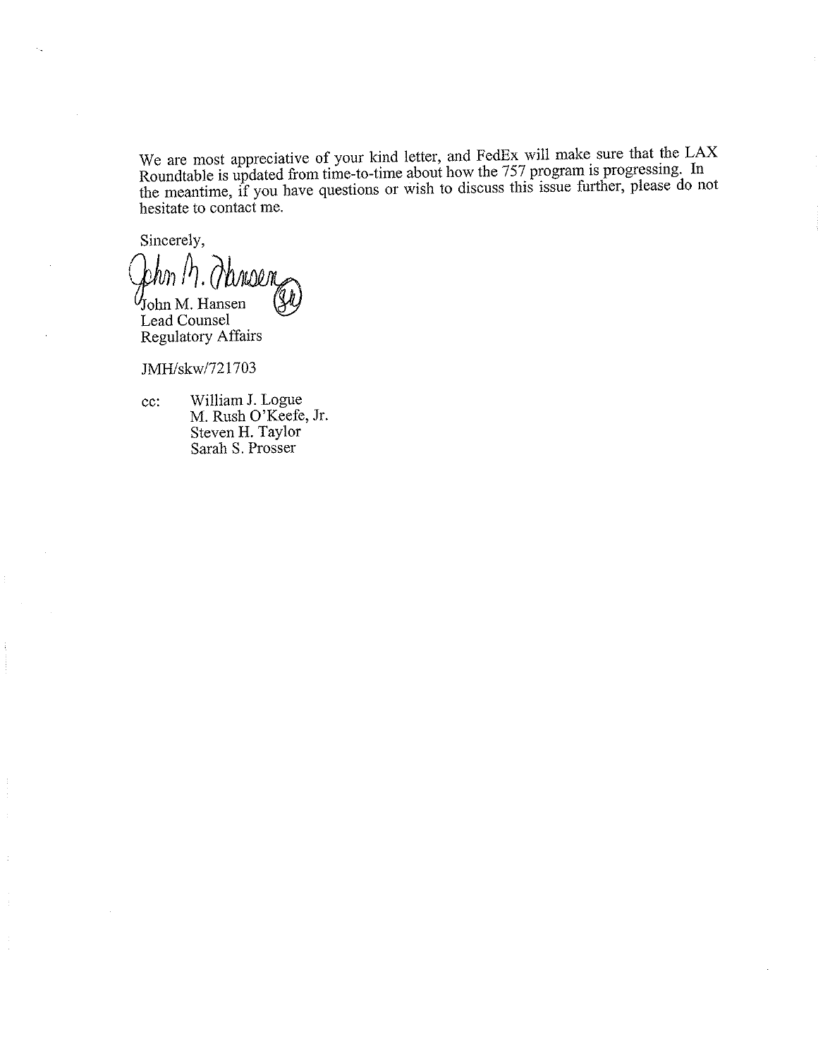We are most appreciative of your kind letter, and FedEx will make sure that the LAX Roundtable is updated from time-to-time about how the 757 program is progressing. In the meantime, if you have questions or wish to discuss this issue further, please do not hesitate to contact me.

Sincerely,

John M. Hansen
Lead Counsel
Regulatory Affairs

JMH/skw/721703

cc: William J. Logue
M. Rush O'Keefe, Jr.
Steven H. Taylor
Sarah S. Prosser